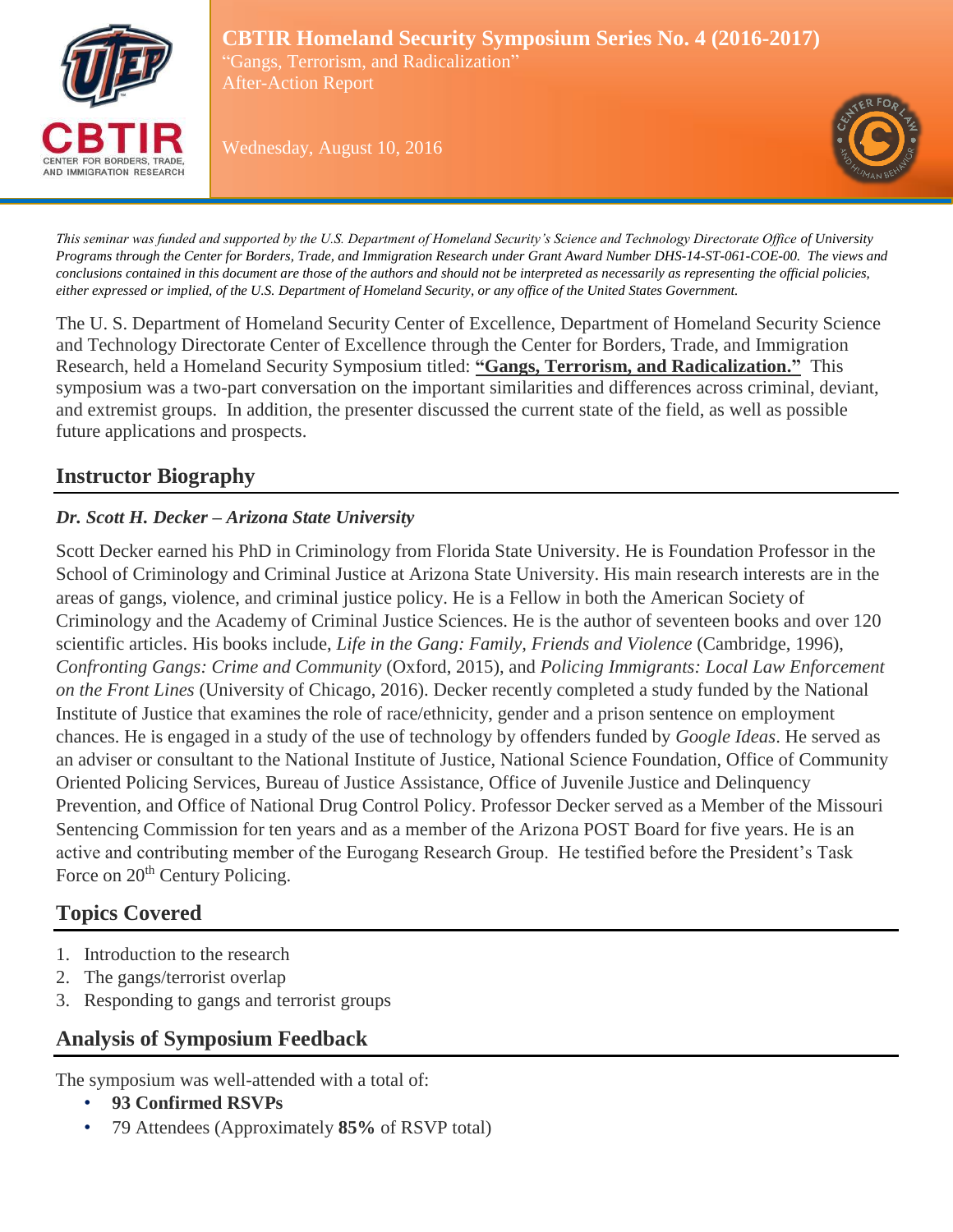# CBTIR Homeland Security Symposium Series No. 4 (2016-2017)

"Gangs, Terrorism, and Radicalization"

After-Action Report

Wednesday, August 10, 2016

*This seminar was funded and supported by the U.S. Department of Homeland Security's Science and Technology Directorate Office of University Programs through the Center for Borders, Trade, and Immigration Research under Grant Award Number DHS-14-ST-061-COE-00. The views and conclusions contained in this document are those of the authors and should not be interpreted as necessarily as representing the official policies, either expressed or implied, of the U.S. Department of Homeland Security, or any office of the United States Government.*

The U. S. Department of Homeland Security Center of Excellence, Department of Homeland Security Science and Technology Directorate Center of Excellence through the Center for Borders, Trade, and Immigration Research, held a Homeland Security Symposium titled: **"Gangs, Terrorism, and Radicalization."** This symposium was a two-part conversation on the important similarities and differences across criminal, deviant, and extremist groups. In addition, the presenter discussed the current state of the field, as well as possible future applications and prospects.

## Instructor Biography

### *Dr. Scott H. Decker – Arizona State University*

Scott Decker earned his PhD in Criminology from Florida State University. He is Foundation Professor in the School of Criminology and Criminal Justice at Arizona State University. His main research interests are in the areas of gangs, violence, and criminal justice policy. He is a Fellow in both the American Society of Criminology and the Academy of Criminal Justice Sciences. He is the author of seventeen books and over 120 scientific articles. His books include, *Life in the Gang: Family, Friends and Violence* (Cambridge, 1996), *Confronting Gangs: Crime and Community* (Oxford, 2015), and *Policing Immigrants: Local Law Enforcement on the Front Lines* (University of Chicago, 2016). Decker recently completed a study funded by the National Institute of Justice that examines the role of race/ethnicity, gender and a prison sentence on employment chances. He is engaged in a study of the use of technology by offenders funded by *Google Ideas*. He served as an adviser or consultant to the National Institute of Justice, National Science Foundation, Office of Community Oriented Policing Services, Bureau of Justice Assistance, Office of Juvenile Justice and Delinquency Prevention, and Office of National Drug Control Policy. Professor Decker served as a Member of the Missouri Sentencing Commission for ten years and as a member of the Arizona POST Board for five years. He is an active and contributing member of the Eurogang Research Group. He testified before the President's Task Force on 20th Century Policing.

## Topics Covered

1. Introduction to the research
2. The gangs/terrorist overlap
3. Responding to gangs and terrorist groups

## Analysis of Symposium Feedback

The symposium was well-attended with a total of:

- **93 Confirmed RSVPs**
- 79 Attendees (Approximately **85%** of RSVP total)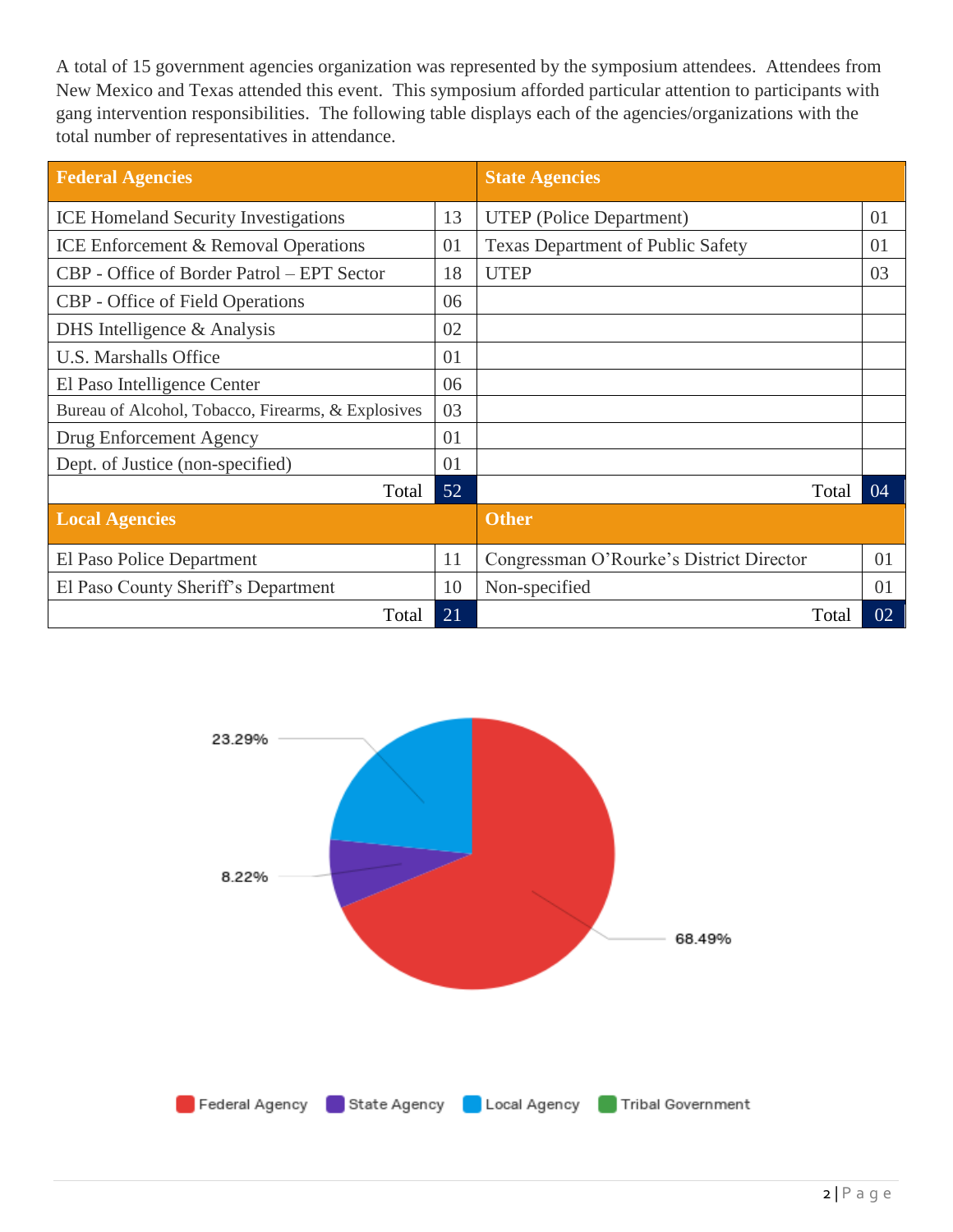A total of 15 government agencies organization was represented by the symposium attendees. Attendees from New Mexico and Texas attended this event. This symposium afforded particular attention to participants with gang intervention responsibilities. The following table displays each of the agencies/organizations with the total number of representatives in attendance.

| **Federal Agencies** | | **State Agencies** | |
|---|---|---|---|
| ICE Homeland Security Investigations | 13 | UTEP (Police Department) | 01 |
| ICE Enforcement & Removal Operations | 01 | Texas Department of Public Safety | 01 |
| CBP - Office of Border Patrol – EPT Sector | 18 | UTEP | 03 |
| CBP - Office of Field Operations | 06 | | |
| DHS Intelligence & Analysis | 02 | | |
| U.S. Marshalls Office | 01 | | |
| El Paso Intelligence Center | 06 | | |
| Bureau of Alcohol, Tobacco, Firearms, & Explosives | 03 | | |
| Drug Enforcement Agency | 01 | | |
| Dept. of Justice (non-specified) | 01 | | |
| Total | 52 | Total | 04 |
| **Local Agencies** | | **Other** | |
| El Paso Police Department | 11 | Congressman O'Rourke's District Director | 01 |
| El Paso County Sheriff's Department | 10 | Non-specified | 01 |
| Total | 21 | Total | 02 |

23.29%

8.22%

68.49%

Federal Agency | State Agency | Local Agency | Tribal Government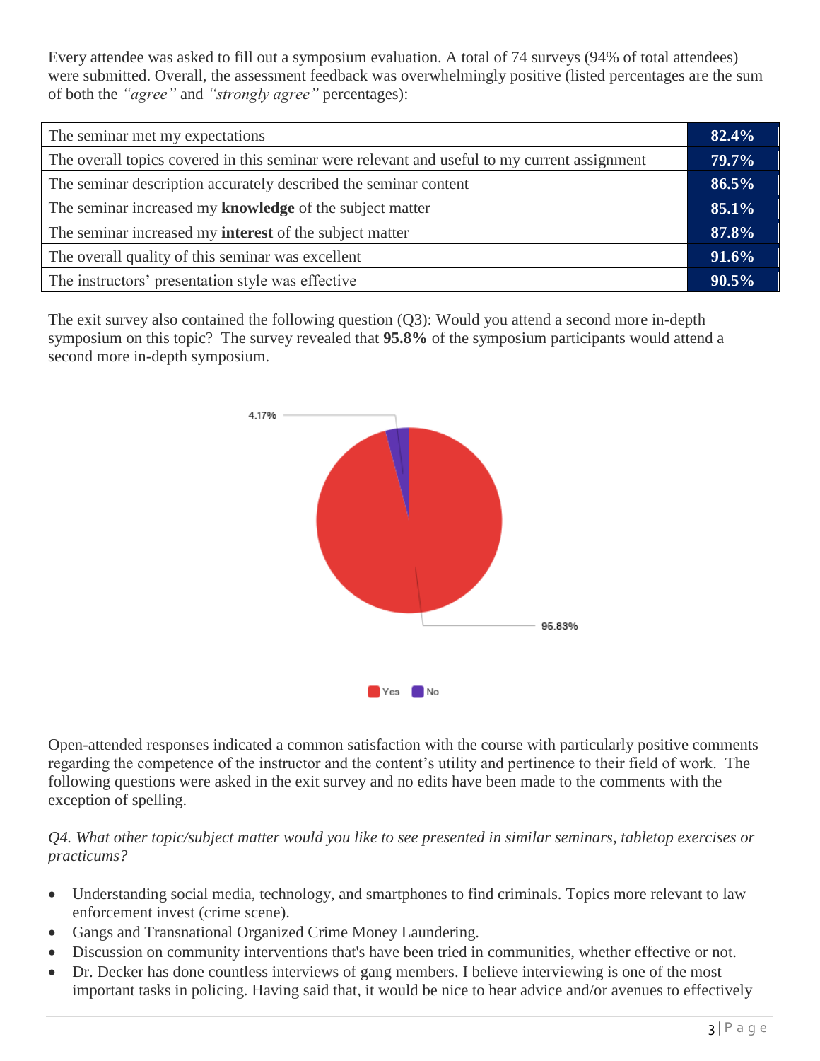Every attendee was asked to fill out a symposium evaluation. A total of 74 surveys (94% of total attendees) were submitted. Overall, the assessment feedback was overwhelmingly positive (listed percentages are the sum of both the *"agree"* and *"strongly agree"* percentages):

| | |
|---|---|
| The seminar met my expectations | **82.4%** |
| The overall topics covered in this seminar were relevant and useful to my current assignment | **79.7%** |
| The seminar description accurately described the seminar content | **86.5%** |
| The seminar increased my **knowledge** of the subject matter | **85.1%** |
| The seminar increased my **interest** of the subject matter | **87.8%** |
| The overall quality of this seminar was excellent | **91.6%** |
| The instructors' presentation style was effective | **90.5%** |

The exit survey also contained the following question (Q3): Would you attend a second more in-depth symposium on this topic? The survey revealed that **95.8%** of the symposium participants would attend a second more in-depth symposium.

4.17%

95.83%

Yes No

Open-attended responses indicated a common satisfaction with the course with particularly positive comments regarding the competence of the instructor and the content's utility and pertinence to their field of work. The following questions were asked in the exit survey and no edits have been made to the comments with the exception of spelling.

*Q4. What other topic/subject matter would you like to see presented in similar seminars, tabletop exercises or practicums?*

- Understanding social media, technology, and smartphones to find criminals. Topics more relevant to law enforcement invest (crime scene).
- Gangs and Transnational Organized Crime Money Laundering.
- Discussion on community interventions that's have been tried in communities, whether effective or not.
- Dr. Decker has done countless interviews of gang members. I believe interviewing is one of the most important tasks in policing. Having said that, it would be nice to hear advice and/or avenues to effectively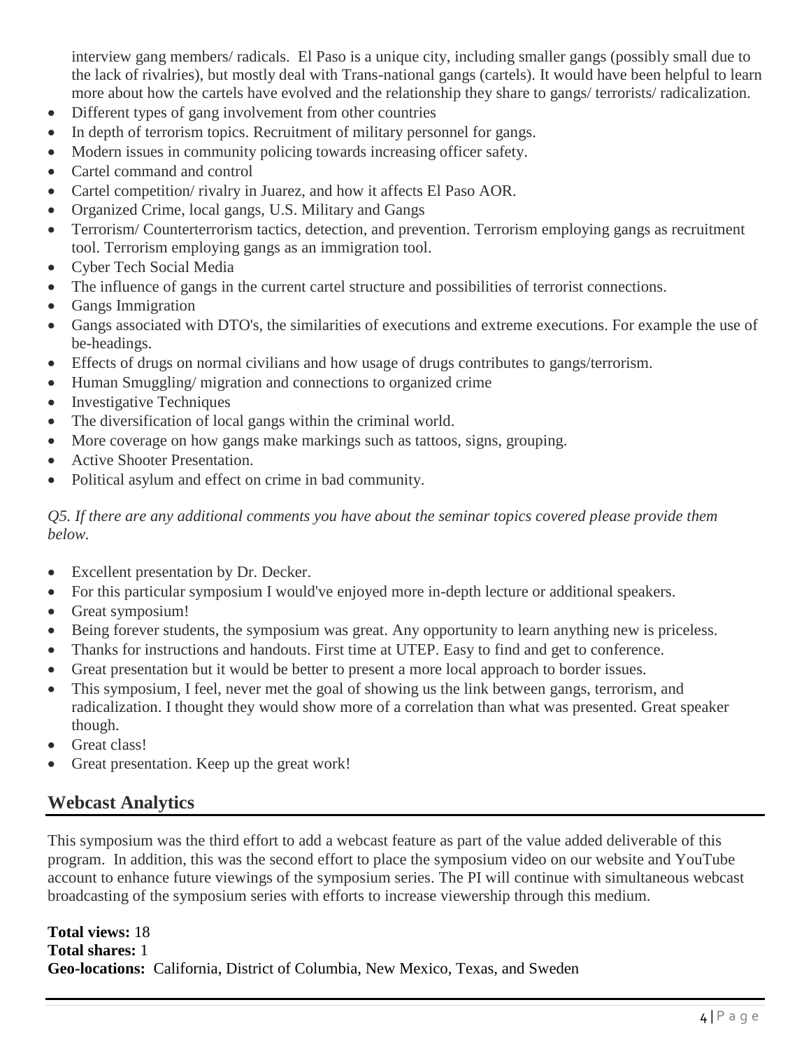interview gang members/ radicals. El Paso is a unique city, including smaller gangs (possibly small due to the lack of rivalries), but mostly deal with Trans-national gangs (cartels). It would have been helpful to learn more about how the cartels have evolved and the relationship they share to gangs/ terrorists/ radicalization.

- Different types of gang involvement from other countries
- In depth of terrorism topics. Recruitment of military personnel for gangs.
- Modern issues in community policing towards increasing officer safety.
- Cartel command and control
- Cartel competition/ rivalry in Juarez, and how it affects El Paso AOR.
- Organized Crime, local gangs, U.S. Military and Gangs
- Terrorism/ Counterterrorism tactics, detection, and prevention. Terrorism employing gangs as recruitment tool. Terrorism employing gangs as an immigration tool.
- Cyber Tech Social Media
- The influence of gangs in the current cartel structure and possibilities of terrorist connections.
- Gangs Immigration
- Gangs associated with DTO's, the similarities of executions and extreme executions. For example the use of be-headings.
- Effects of drugs on normal civilians and how usage of drugs contributes to gangs/terrorism.
- Human Smuggling/ migration and connections to organized crime
- Investigative Techniques
- The diversification of local gangs within the criminal world.
- More coverage on how gangs make markings such as tattoos, signs, grouping.
- Active Shooter Presentation.
- Political asylum and effect on crime in bad community.

*Q5. If there are any additional comments you have about the seminar topics covered please provide them below.*

- Excellent presentation by Dr. Decker.
- For this particular symposium I would've enjoyed more in-depth lecture or additional speakers.
- Great symposium!
- Being forever students, the symposium was great. Any opportunity to learn anything new is priceless.
- Thanks for instructions and handouts. First time at UTEP. Easy to find and get to conference.
- Great presentation but it would be better to present a more local approach to border issues.
- This symposium, I feel, never met the goal of showing us the link between gangs, terrorism, and radicalization. I thought they would show more of a correlation than what was presented. Great speaker though.
- Great class!
- Great presentation. Keep up the great work!

## Webcast Analytics

This symposium was the third effort to add a webcast feature as part of the value added deliverable of this program. In addition, this was the second effort to place the symposium video on our website and YouTube account to enhance future viewings of the symposium series. The PI will continue with simultaneous webcast broadcasting of the symposium series with efforts to increase viewership through this medium.

**Total views:** 18
**Total shares:** 1
**Geo-locations:** California, District of Columbia, New Mexico, Texas, and Sweden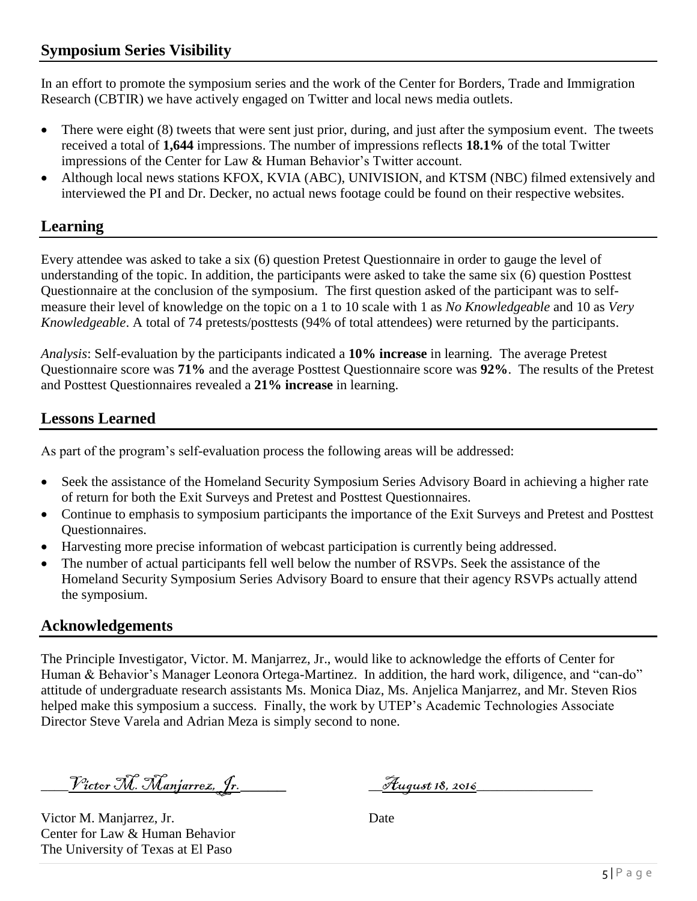## Symposium Series Visibility

In an effort to promote the symposium series and the work of the Center for Borders, Trade and Immigration Research (CBTIR) we have actively engaged on Twitter and local news media outlets.

- There were eight (8) tweets that were sent just prior, during, and just after the symposium event. The tweets received a total of **1,644** impressions. The number of impressions reflects **18.1%** of the total Twitter impressions of the Center for Law & Human Behavior's Twitter account.
- Although local news stations KFOX, KVIA (ABC), UNIVISION, and KTSM (NBC) filmed extensively and interviewed the PI and Dr. Decker, no actual news footage could be found on their respective websites.

## Learning

Every attendee was asked to take a six (6) question Pretest Questionnaire in order to gauge the level of understanding of the topic. In addition, the participants were asked to take the same six (6) question Posttest Questionnaire at the conclusion of the symposium. The first question asked of the participant was to self-measure their level of knowledge on the topic on a 1 to 10 scale with 1 as *No Knowledgeable* and 10 as *Very Knowledgeable*. A total of 74 pretests/posttests (94% of total attendees) were returned by the participants.

*Analysis*: Self-evaluation by the participants indicated a **10% increase** in learning. The average Pretest Questionnaire score was **71%** and the average Posttest Questionnaire score was **92%**. The results of the Pretest and Posttest Questionnaires revealed a **21% increase** in learning.

## Lessons Learned

As part of the program's self-evaluation process the following areas will be addressed:

- Seek the assistance of the Homeland Security Symposium Series Advisory Board in achieving a higher rate of return for both the Exit Surveys and Pretest and Posttest Questionnaires.
- Continue to emphasis to symposium participants the importance of the Exit Surveys and Pretest and Posttest Questionnaires.
- Harvesting more precise information of webcast participation is currently being addressed.
- The number of actual participants fell well below the number of RSVPs. Seek the assistance of the Homeland Security Symposium Series Advisory Board to ensure that their agency RSVPs actually attend the symposium.

## Acknowledgements

The Principle Investigator, Victor. M. Manjarrez, Jr., would like to acknowledge the efforts of Center for Human & Behavior's Manager Leonora Ortega-Martinez. In addition, the hard work, diligence, and "can-do" attitude of undergraduate research assistants Ms. Monica Diaz, Ms. Anjelica Manjarrez, and Mr. Steven Rios helped make this symposium a success. Finally, the work by UTEP's Academic Technologies Associate Director Steve Varela and Adrian Meza is simply second to none.

*Victor M. Manjarrez, Jr.* — *August 18, 2016*

Victor M. Manjarrez, Jr.
Center for Law & Human Behavior
The University of Texas at El Paso

Date